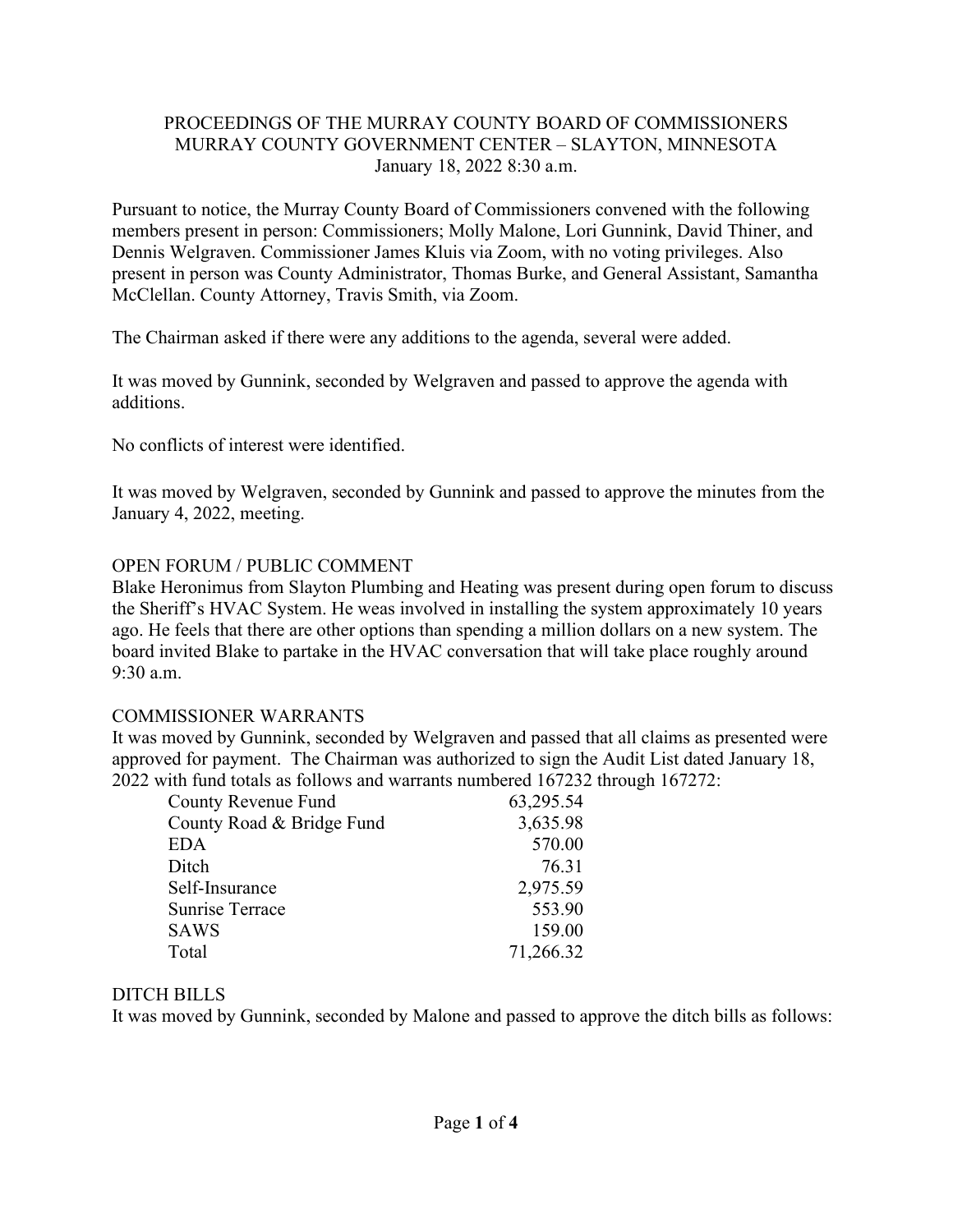PROCEEDINGS OF THE MURRAY COUNTY BOARD OF COMMISSIONERS
MURRAY COUNTY GOVERNMENT CENTER – SLAYTON, MINNESOTA
January 18, 2022 8:30 a.m.

Pursuant to notice, the Murray County Board of Commissioners convened with the following members present in person: Commissioners; Molly Malone, Lori Gunnink, David Thiner, and Dennis Welgraven. Commissioner James Kluis via Zoom, with no voting privileges. Also present in person was County Administrator, Thomas Burke, and General Assistant, Samantha McClellan. County Attorney, Travis Smith, via Zoom.

The Chairman asked if there were any additions to the agenda, several were added.

It was moved by Gunnink, seconded by Welgraven and passed to approve the agenda with additions.

No conflicts of interest were identified.

It was moved by Welgraven, seconded by Gunnink and passed to approve the minutes from the January 4, 2022, meeting.

## OPEN FORUM / PUBLIC COMMENT

Blake Heronimus from Slayton Plumbing and Heating was present during open forum to discuss the Sheriff's HVAC System. He weas involved in installing the system approximately 10 years ago. He feels that there are other options than spending a million dollars on a new system. The board invited Blake to partake in the HVAC conversation that will take place roughly around 9:30 a.m.

## COMMISSIONER WARRANTS

It was moved by Gunnink, seconded by Welgraven and passed that all claims as presented were approved for payment. The Chairman was authorized to sign the Audit List dated January 18, 2022 with fund totals as follows and warrants numbered 167232 through 167272:

| Fund | Amount |
|---|---|
| County Revenue Fund | 63,295.54 |
| County Road & Bridge Fund | 3,635.98 |
| EDA | 570.00 |
| Ditch | 76.31 |
| Self-Insurance | 2,975.59 |
| Sunrise Terrace | 553.90 |
| SAWS | 159.00 |
| Total | 71,266.32 |

## DITCH BILLS

It was moved by Gunnink, seconded by Malone and passed to approve the ditch bills as follows: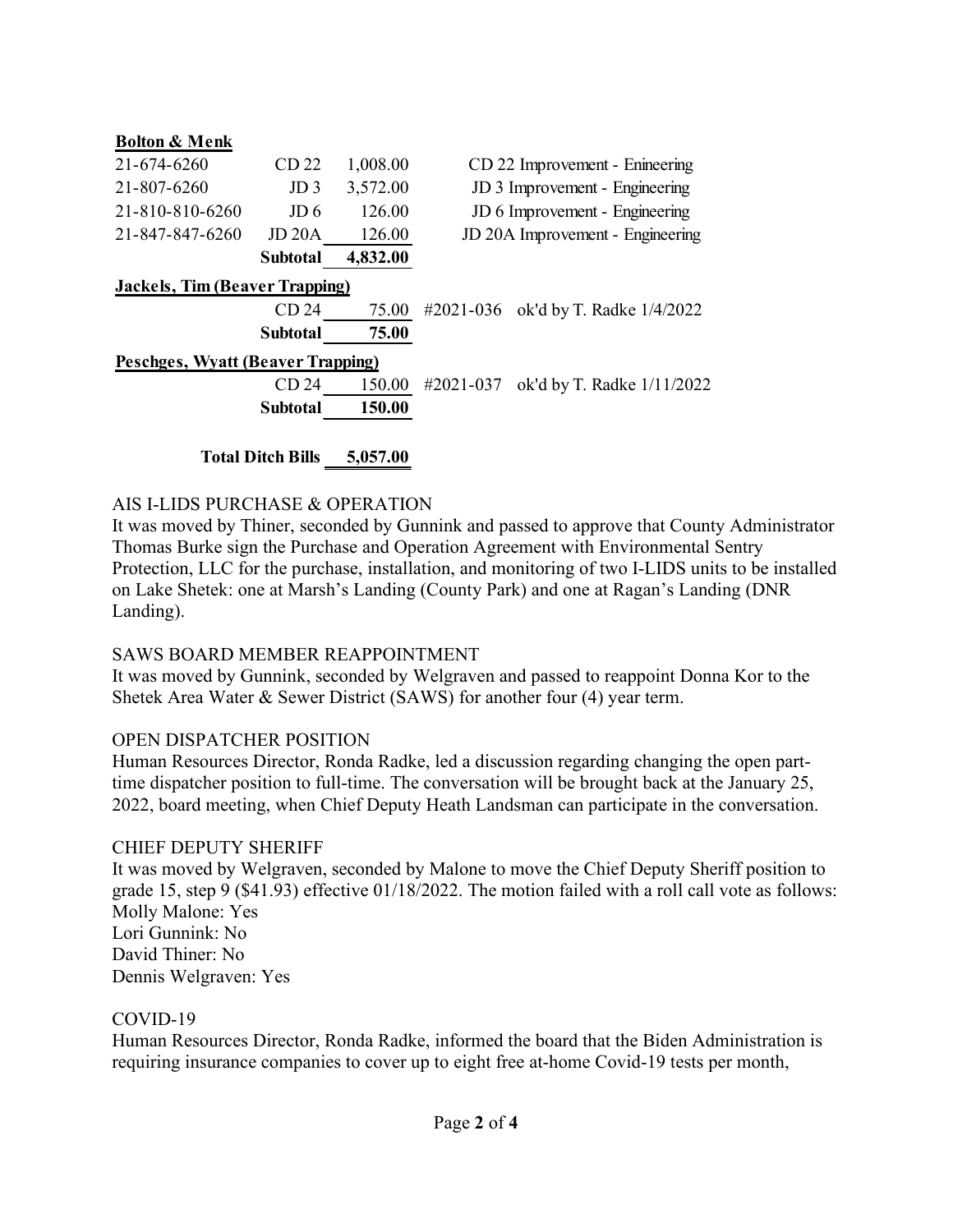| **Bolton & Menk** | | | | |
|---|---|---|---|---|
| 21-674-6260 | CD 22 | 1,008.00 | | CD 22 Improvement - Enineering |
| 21-807-6260 | JD 3 | 3,572.00 | | JD 3 Improvement - Engineering |
| 21-810-810-6260 | JD 6 | 126.00 | | JD 6 Improvement - Engineering |
| 21-847-847-6260 | JD 20A | 126.00 | | JD 20A Improvement - Engineering |
| | **Subtotal** | **4,832.00** | | |
| **Jackels, Tim (Beaver Trapping)** | | | | |
| | CD 24 | 75.00 | #2021-036 | ok'd by T. Radke 1/4/2022 |
| | **Subtotal** | **75.00** | | |
| **Peschges, Wyatt (Beaver Trapping)** | | | | |
| | CD 24 | 150.00 | #2021-037 | ok'd by T. Radke 1/11/2022 |
| | **Subtotal** | **150.00** | | |
| | **Total Ditch Bills** | **5,057.00** | | |

AIS I-LIDS PURCHASE & OPERATION

It was moved by Thiner, seconded by Gunnink and passed to approve that County Administrator Thomas Burke sign the Purchase and Operation Agreement with Environmental Sentry Protection, LLC for the purchase, installation, and monitoring of two I-LIDS units to be installed on Lake Shetek: one at Marsh's Landing (County Park) and one at Ragan's Landing (DNR Landing).

SAWS BOARD MEMBER REAPPOINTMENT

It was moved by Gunnink, seconded by Welgraven and passed to reappoint Donna Kor to the Shetek Area Water & Sewer District (SAWS) for another four (4) year term.

OPEN DISPATCHER POSITION

Human Resources Director, Ronda Radke, led a discussion regarding changing the open part-time dispatcher position to full-time. The conversation will be brought back at the January 25, 2022, board meeting, when Chief Deputy Heath Landsman can participate in the conversation.

CHIEF DEPUTY SHERIFF

It was moved by Welgraven, seconded by Malone to move the Chief Deputy Sheriff position to grade 15, step 9 ($41.93) effective 01/18/2022. The motion failed with a roll call vote as follows:
Molly Malone: Yes
Lori Gunnink: No
David Thiner: No
Dennis Welgraven: Yes

COVID-19

Human Resources Director, Ronda Radke, informed the board that the Biden Administration is requiring insurance companies to cover up to eight free at-home Covid-19 tests per month,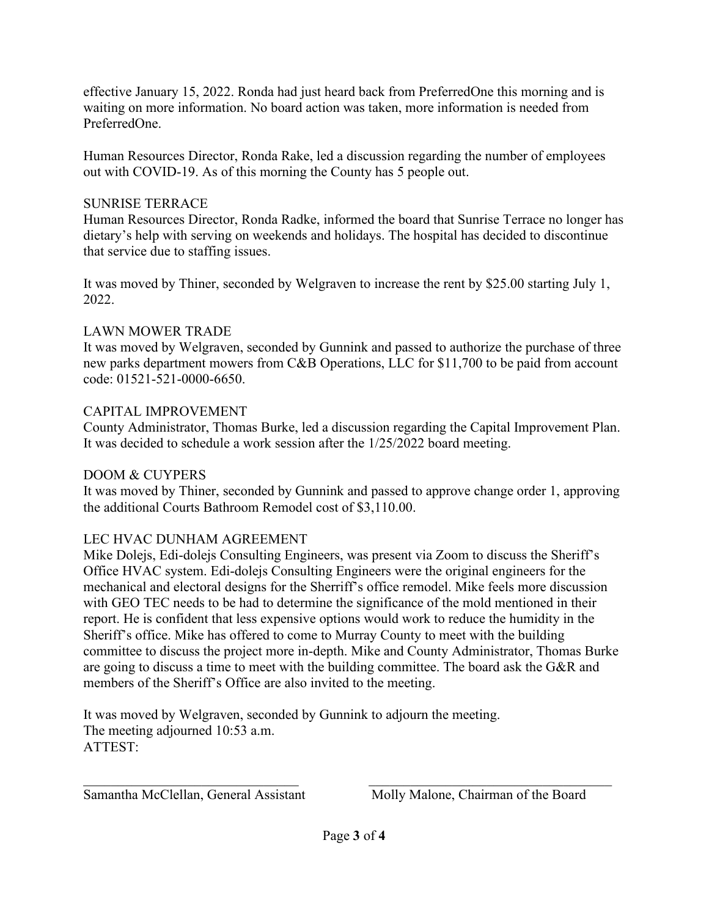effective January 15, 2022. Ronda had just heard back from PreferredOne this morning and is waiting on more information. No board action was taken, more information is needed from PreferredOne.

Human Resources Director, Ronda Rake, led a discussion regarding the number of employees out with COVID-19. As of this morning the County has 5 people out.

SUNRISE TERRACE

Human Resources Director, Ronda Radke, informed the board that Sunrise Terrace no longer has dietary's help with serving on weekends and holidays. The hospital has decided to discontinue that service due to staffing issues.

It was moved by Thiner, seconded by Welgraven to increase the rent by $25.00 starting July 1, 2022.

LAWN MOWER TRADE

It was moved by Welgraven, seconded by Gunnink and passed to authorize the purchase of three new parks department mowers from C&B Operations, LLC for $11,700 to be paid from account code: 01521-521-0000-6650.

CAPITAL IMPROVEMENT

County Administrator, Thomas Burke, led a discussion regarding the Capital Improvement Plan. It was decided to schedule a work session after the 1/25/2022 board meeting.

DOOM & CUYPERS

It was moved by Thiner, seconded by Gunnink and passed to approve change order 1, approving the additional Courts Bathroom Remodel cost of $3,110.00.

LEC HVAC DUNHAM AGREEMENT

Mike Dolejs, Edi-dolejs Consulting Engineers, was present via Zoom to discuss the Sheriff's Office HVAC system. Edi-dolejs Consulting Engineers were the original engineers for the mechanical and electoral designs for the Sherriff's office remodel. Mike feels more discussion with GEO TEC needs to be had to determine the significance of the mold mentioned in their report. He is confident that less expensive options would work to reduce the humidity in the Sheriff's office. Mike has offered to come to Murray County to meet with the building committee to discuss the project more in-depth. Mike and County Administrator, Thomas Burke are going to discuss a time to meet with the building committee. The board ask the G&R and members of the Sheriff's Office are also invited to the meeting.

It was moved by Welgraven, seconded by Gunnink to adjourn the meeting.
The meeting adjourned 10:53 a.m.
ATTEST:

\_\_\_\_\_\_\_\_\_\_\_\_\_\_\_\_\_\_\_\_\_\_\_\_\_\_\_\_\_\_\_\_ \_\_\_\_\_\_\_\_\_\_\_\_\_\_\_\_\_\_\_\_\_\_\_\_\_\_\_\_\_\_\_\_

Samantha McClellan, General Assistant    Molly Malone, Chairman of the Board